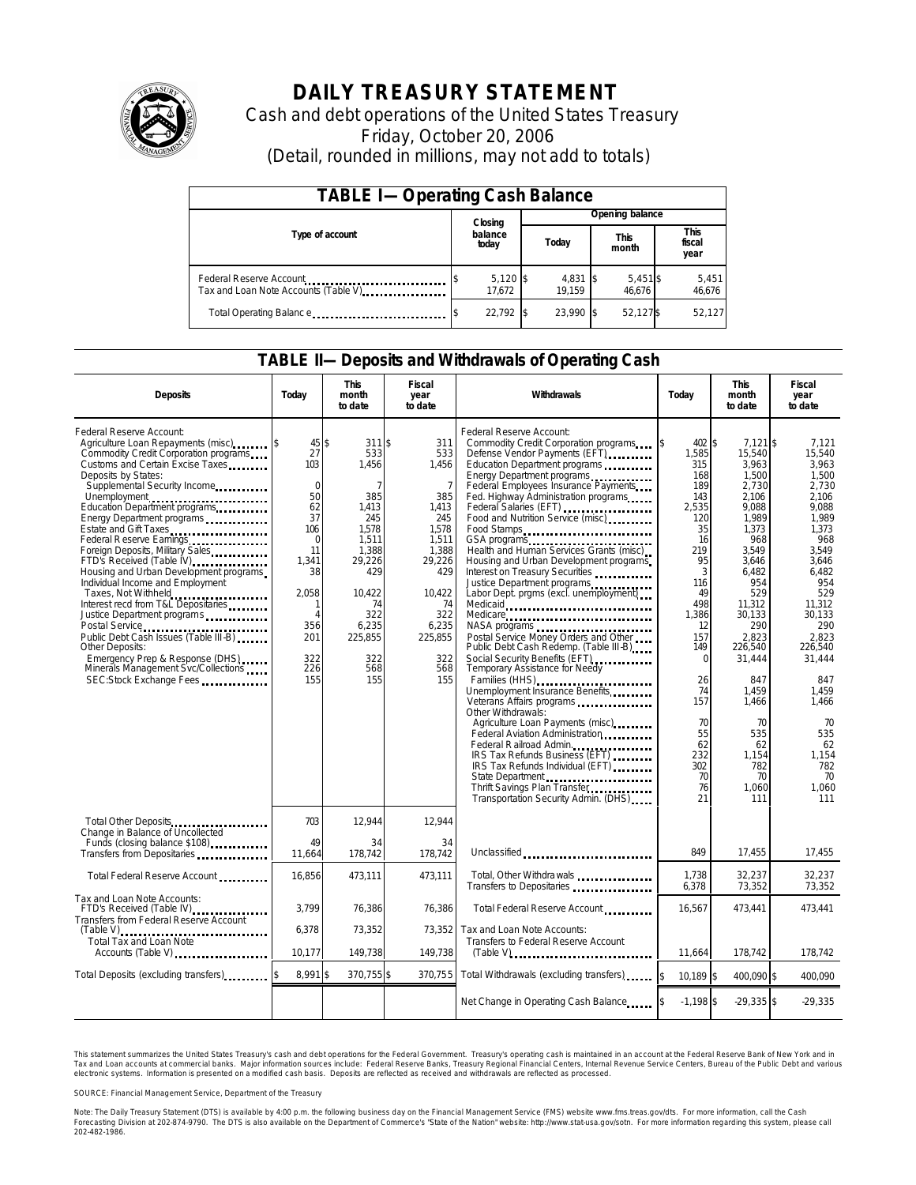# DAILY TREASURY STATEMENT

Cash and debt operations of the United States Treasury

Friday, October 20, 2006

(Detail, rounded in millions, may not add to totals)

## TABLE I—Operating Cash Balance

| Type of account | Closing balance today | Opening balance Today | Opening balance This month | Opening balance This fiscal year |
|---|---|---|---|---|
| Federal Reserve Account | $ 5,120 | $ 4,831 | $ 5,451 | $ 5,451 |
| Tax and Loan Note Accounts (Table V) | 17,672 | 19,159 | 46,676 | 46,676 |
| Total Operating Balance | $ 22,792 | $ 23,990 | $ 52,127 | $ 52,127 |

## TABLE II—Deposits and Withdrawals of Operating Cash

| Deposits | Today | This month to date | Fiscal year to date |
|---|---|---|---|
| Federal Reserve Account: | | | |
| Agriculture Loan Repayments (misc) | $ 45 | $ 311 | $ 311 |
| Commodity Credit Corporation programs | 27 | 533 | 533 |
| Customs and Certain Excise Taxes | 103 | 1,456 | 1,456 |
| Deposits by States: | | | |
| Supplemental Security Income | 0 | 7 | 7 |
| Unemployment | 50 | 385 | 385 |
| Education Department programs | 62 | 1,413 | 1,413 |
| Energy Department programs | 37 | 245 | 245 |
| Estate and Gift Taxes | 106 | 1,578 | 1,578 |
| Federal Reserve Earnings | 0 | 1,511 | 1,511 |
| Foreign Deposits, Military Sales | 11 | 1,388 | 1,388 |
| FTD's Received (Table IV) | 1,341 | 29,226 | 29,226 |
| Housing and Urban Development programs | 38 | 429 | 429 |
| Individual Income and Employment Taxes, Not Withheld | 2,058 | 10,422 | 10,422 |
| Interest recd from T&L Depositaries | 1 | 74 | 74 |
| Justice Department programs | 4 | 322 | 322 |
| Postal Service | 356 | 6,235 | 6,235 |
| Public Debt Cash Issues (Table III-B) | 201 | 225,855 | 225,855 |
| Other Deposits: | | | |
| Emergency Prep & Response (DHS) | 322 | 322 | 322 |
| Minerals Management Svc/Collections | 226 | 568 | 568 |
| SEC:Stock Exchange Fees | 155 | 155 | 155 |
| Total Other Deposits | 703 | 12,944 | 12,944 |
| Change in Balance of Uncollected Funds (closing balance $108) | 49 | 34 | 34 |
| Transfers from Depositaries | 11,664 | 178,742 | 178,742 |
| Total Federal Reserve Account | 16,856 | 473,111 | 473,111 |
| Tax and Loan Note Accounts: | | | |
| FTD's Received (Table IV) | 3,799 | 76,386 | 76,386 |
| Transfers from Federal Reserve Account (Table V) | 6,378 | 73,352 | 73,352 |
| Total Tax and Loan Note Accounts (Table V) | 10,177 | 149,738 | 149,738 |
| Total Deposits (excluding transfers) | $ 8,991 | $ 370,755 | $ 370,755 |

| Withdrawals | Today | This month to date | Fiscal year to date |
|---|---|---|---|
| Federal Reserve Account: | | | |
| Commodity Credit Corporation programs | $ 402 | $ 7,121 | $ 7,121 |
| Defense Vendor Payments (EFT) | 1,585 | 15,540 | 15,540 |
| Education Department programs | 315 | 3,963 | 3,963 |
| Energy Department programs | 168 | 1,500 | 1,500 |
| Federal Employees Insurance Payments | 189 | 2,730 | 2,730 |
| Fed. Highway Administration programs | 143 | 2,106 | 2,106 |
| Federal Salaries (EFT) | 2,535 | 9,088 | 9,088 |
| Food and Nutrition Service (misc) | 120 | 1,989 | 1,989 |
| Food Stamps | 35 | 1,373 | 1,373 |
| GSA programs | 16 | 968 | 968 |
| Health and Human Services Grants (misc) | 219 | 3,549 | 3,549 |
| Housing and Urban Development programs | 95 | 3,646 | 3,646 |
| Interest on Treasury Securities | 3 | 6,482 | 6,482 |
| Justice Department programs | 116 | 954 | 954 |
| Labor Dept. prgms (excl. unemployment) | 49 | 529 | 529 |
| Medicaid | 498 | 11,312 | 11,312 |
| Medicare | 1,386 | 30,133 | 30,133 |
| NASA programs | 12 | 290 | 290 |
| Postal Service Money Orders and Other | 157 | 2,823 | 2,823 |
| Public Debt Cash Redemp. (Table III-B) | 149 | 226,540 | 226,540 |
| Social Security Benefits (EFT) | 0 | 31,444 | 31,444 |
| Temporary Assistance for Needy Families (HHS) | 26 | 847 | 847 |
| Unemployment Insurance Benefits | 74 | 1,459 | 1,459 |
| Veterans Affairs programs | 157 | 1,466 | 1,466 |
| Other Withdrawals: | | | |
| Agriculture Loan Payments (misc) | 70 | 70 | 70 |
| Federal Aviation Administration | 55 | 535 | 535 |
| Federal Railroad Admin. | 62 | 62 | 62 |
| IRS Tax Refunds Business (EFT) | 232 | 1,154 | 1,154 |
| IRS Tax Refunds Individual (EFT) | 302 | 782 | 782 |
| State Department | 70 | 70 | 70 |
| Thrift Savings Plan Transfer | 76 | 1,060 | 1,060 |
| Transportation Security Admin. (DHS) | 21 | 111 | 111 |
| Unclassified | 849 | 17,455 | 17,455 |
| Total, Other Withdrawals | 1,738 | 32,237 | 32,237 |
| Transfers to Depositaries | 6,378 | 73,352 | 73,352 |
| Total Federal Reserve Account | 16,567 | 473,441 | 473,441 |
| Tax and Loan Note Accounts: | | | |
| Transfers to Federal Reserve Account (Table V) | 11,664 | 178,742 | 178,742 |
| Total Withdrawals (excluding transfers) | $ 10,189 | $ 400,090 | $ 400,090 |
| Net Change in Operating Cash Balance | $ -1,198 | $ -29,335 | $ -29,335 |

This statement summarizes the United States Treasury's cash and debt operations for the Federal Government. Treasury's operating cash is maintained in an account at the Federal Reserve Bank of New York and in Tax and Loan accounts at commercial banks. Major information sources include: Federal Reserve Banks, Treasury Regional Financial Centers, Internal Revenue Service Centers, Bureau of the Public Debt and various electronic systems. Information is presented on a modified cash basis. Deposits are reflected as received and withdrawals are reflected as processed.

SOURCE: Financial Management Service, Department of the Treasury

Note: The Daily Treasury Statement (DTS) is available by 4:00 p.m. the following business day on the Financial Management Service (FMS) website www.fms.treas.gov/dts. For more information, call the Cash Forecasting Division at 202-874-9790. The DTS is also available on the Department of Commerce's "State of the Nation" website: http://www.stat-usa.gov/sotn. For more information regarding this system, please call 202-482-1986.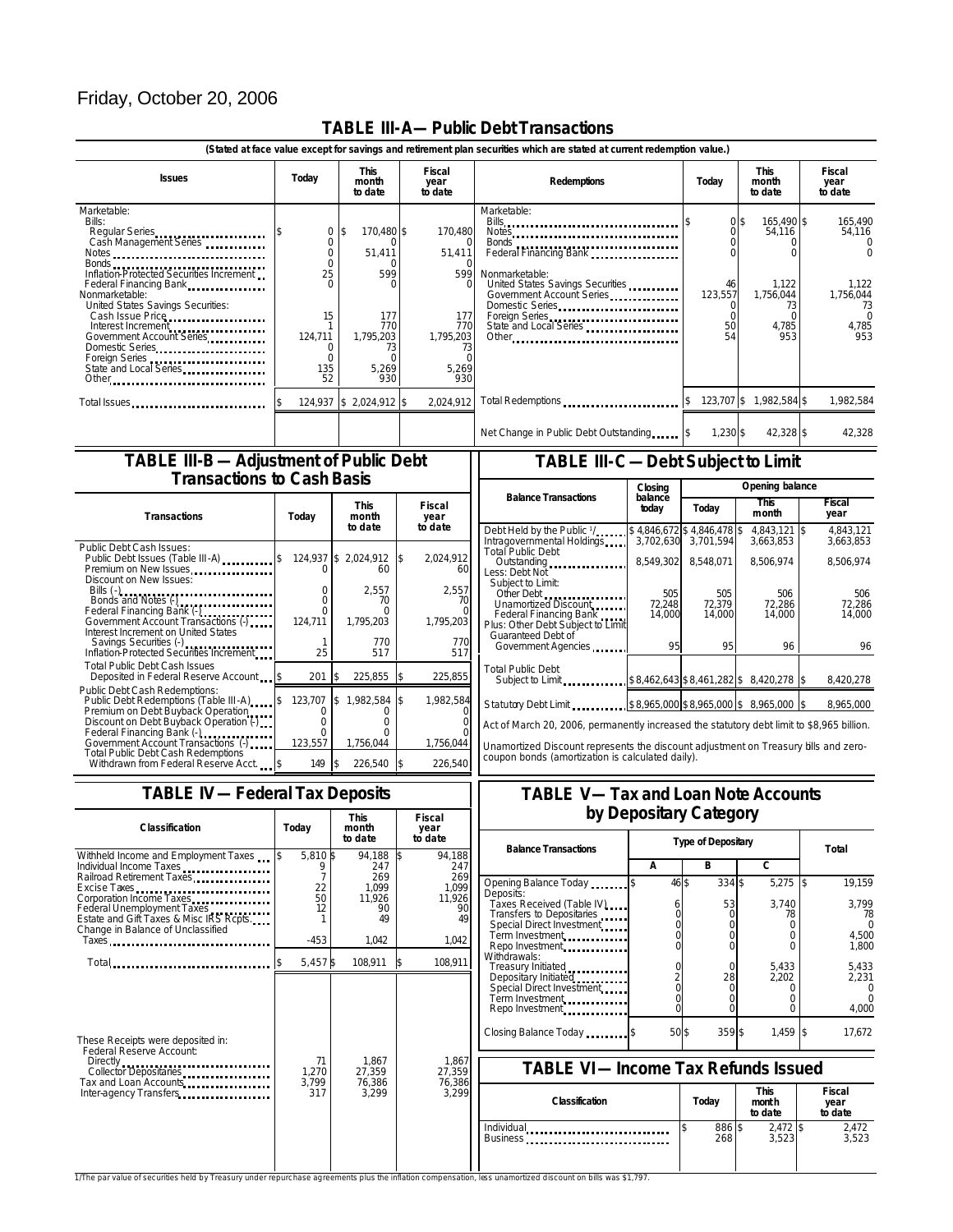Friday, October 20, 2006

## TABLE III-A— Public Debt Transactions

(Stated at face value except for savings and retirement plan securities which are stated at current redemption value.)

| Issues | Today | This month to date | Fiscal year to date | Redemptions | Today | This month to date | Fiscal year to date |
|---|---|---|---|---|---|---|---|
| Marketable: | | | | Marketable: | | | |
| Bills: | | | | Bills | $ 0 | $ 165,490 | $ 165,490 |
| Regular Series | $ 0 | $ 170,480 | $ 170,480 | Notes | 0 | 54,116 | 54,116 |
| Cash Management Series | 0 | 0 | 0 | Bonds | 0 | 0 | 0 |
| Notes | 0 | 51,411 | 51,411 | Federal Financing Bank | 0 | 0 | 0 |
| Bonds | 0 | 0 | 0 | | | | |
| Inflation-Protected Securities Increment | 25 | 599 | 599 | Nonmarketable: | | | |
| Federal Financing Bank | 0 | 0 | 0 | United States Savings Securities | 46 | 1,122 | 1,122 |
| Nonmarketable: | | | | Government Account Series | 123,557 | 1,756,044 | 1,756,044 |
| United States Savings Securities: | | | | Domestic Series | 0 | 73 | 73 |
| Cash Issue Price | 15 | 177 | 177 | Foreign Series | 0 | 0 | 0 |
| Interest Increment | 1 | 770 | 770 | State and Local Series | 50 | 4,785 | 4,785 |
| Government Account Series | 124,711 | 1,795,203 | 1,795,203 | Other | 54 | 953 | 953 |
| Domestic Series | 0 | 73 | 73 | | | | |
| Foreign Series | 0 | 0 | 0 | | | | |
| State and Local Series | 135 | 5,269 | 5,269 | | | | |
| Other | 52 | 930 | 930 | | | | |
| Total Issues | $ 124,937 | $ 2,024,912 | $ 2,024,912 | Total Redemptions | $ 123,707 | $ 1,982,584 | $ 1,982,584 |
| | | | | Net Change in Public Debt Outstanding | $ 1,230 | $ 42,328 | $ 42,328 |

## TABLE III-B — Adjustment of Public Debt Transactions to Cash Basis

| Transactions | Today | This month to date | Fiscal year to date |
|---|---|---|---|
| Public Debt Cash Issues: | | | |
| Public Debt Issues (Table III-A) | $ 124,937 | $ 2,024,912 | $ 2,024,912 |
| Premium on New Issues | 0 | 60 | 60 |
| Discount on New Issues: | | | |
| Bills (-) | 0 | 2,557 | 2,557 |
| Bonds and Notes (-) | 0 | 70 | 70 |
| Federal Financing Bank (-) | 0 | 0 | 0 |
| Government Account Transactions (-) | 124,711 | 1,795,203 | 1,795,203 |
| Interest Increment on United States Savings Securities (-) | 1 | 770 | 770 |
| Inflation-Protected Securities Increment | 25 | 517 | 517 |
| Total Public Debt Cash Issues Deposited in Federal Reserve Account | $ 201 | $ 225,855 | $ 225,855 |
| Public Debt Cash Redemptions: | | | |
| Public Debt Redemptions (Table III-A) | $ 123,707 | $ 1,982,584 | $ 1,982,584 |
| Premium on Debt Buyback Operation | 0 | 0 | 0 |
| Discount on Debt Buyback Operation (-) | 0 | 0 | 0 |
| Federal Financing Bank (-) | 0 | 0 | 0 |
| Government Account Transactions (-) | 123,557 | 1,756,044 | 1,756,044 |
| Total Public Debt Cash Redemptions Withdrawn from Federal Reserve Acct. | $ 149 | $ 226,540 | $ 226,540 |

## TABLE III-C — Debt Subject to Limit

| Balance Transactions | Closing balance today | Opening balance Today | Opening balance This month | Opening balance Fiscal year |
|---|---|---|---|---|
| Debt Held by the Public [1] | $ 4,846,672 | $ 4,846,478 | $ 4,843,121 | $ 4,843,121 |
| Intragovernmental Holdings | 3,702,630 | 3,701,594 | 3,663,853 | 3,663,853 |
| Total Public Debt Outstanding | 8,549,302 | 8,548,071 | 8,506,974 | 8,506,974 |
| Less: Debt Not Subject to Limit: | | | | |
| Other Debt | 505 | 505 | 506 | 506 |
| Unamortized Discount | 72,248 | 72,379 | 72,286 | 72,286 |
| Federal Financing Bank | 14,000 | 14,000 | 14,000 | 14,000 |
| Plus: Other Debt Subject to Limit | | | | |
| Guaranteed Debt of Government Agencies | 95 | 95 | 96 | 96 |
| Total Public Debt Subject to Limit | $ 8,462,643 | $ 8,461,282 | $ 8,420,278 | $ 8,420,278 |
| Statutory Debt Limit | $ 8,965,000 | $ 8,965,000 | $ 8,965,000 | $ 8,965,000 |

Act of March 20, 2006, permanently increased the statutory debt limit to $8,965 billion.

Unamortized Discount represents the discount adjustment on Treasury bills and zero-coupon bonds (amortization is calculated daily).

## TABLE IV — Federal Tax Deposits

| Classification | Today | This month to date | Fiscal year to date |
|---|---|---|---|
| Withheld Income and Employment Taxes | $ 5,810 | $ 94,188 | $ 94,188 |
| Individual Income Taxes | 9 | 247 | 247 |
| Railroad Retirement Taxes | 7 | 269 | 269 |
| Excise Taxes | 22 | 1,099 | 1,099 |
| Corporation Income Taxes | 50 | 11,926 | 11,926 |
| Federal Unemployment Taxes | 12 | 90 | 90 |
| Estate and Gift Taxes & Misc IRS Rcpts. | 1 | 49 | 49 |
| Change in Balance of Unclassified Taxes | -453 | 1,042 | 1,042 |
| Total | $ 5,457 | $ 108,911 | $ 108,911 |
| These Receipts were deposited in: | | | |
| Federal Reserve Account: | | | |
| Directly | 71 | 1,867 | 1,867 |
| Collector Depositaries | 1,270 | 27,359 | 27,359 |
| Tax and Loan Accounts | 3,799 | 76,386 | 76,386 |
| Inter-agency Transfers | 317 | 3,299 | 3,299 |

## TABLE V— Tax and Loan Note Accounts by Depositary Category

| Balance Transactions | Type of Depositary A | Type of Depositary B | Type of Depositary C | Total |
|---|---|---|---|---|
| Opening Balance Today | $ 46 | $ 334 | $ 5,275 | $ 19,159 |
| Deposits: | | | | |
| Taxes Received (Table IV) | 6 | 53 | 3,740 | 3,799 |
| Transfers to Depositaries | 0 | 0 | 78 | 78 |
| Special Direct Investment | 0 | 0 | 0 | 0 |
| Term Investment | 0 | 0 | 0 | 4,500 |
| Repo Investment | 0 | 0 | 0 | 1,800 |
| Withdrawals: | | | | |
| Treasury Initiated | 0 | 0 | 5,433 | 5,433 |
| Depositary Initiated | 2 | 28 | 2,202 | 2,231 |
| Special Direct Investment | 0 | 0 | 0 | 0 |
| Term Investment | 0 | 0 | 0 | 0 |
| Repo Investment | 0 | 0 | 0 | 4,000 |
| Closing Balance Today | $ 50 | $ 359 | $ 1,459 | $ 17,672 |

## TABLE VI— Income Tax Refunds Issued

| Classification | Today | This month to date | Fiscal year to date |
|---|---|---|---|
| Individual | $ 886 | $ 2,472 | $ 2,472 |
| Business | 268 | 3,523 | 3,523 |

1/The par value of securities held by Treasury under repurchase agreements plus the inflation compensation, less unamortized discount on bills was $1,797.